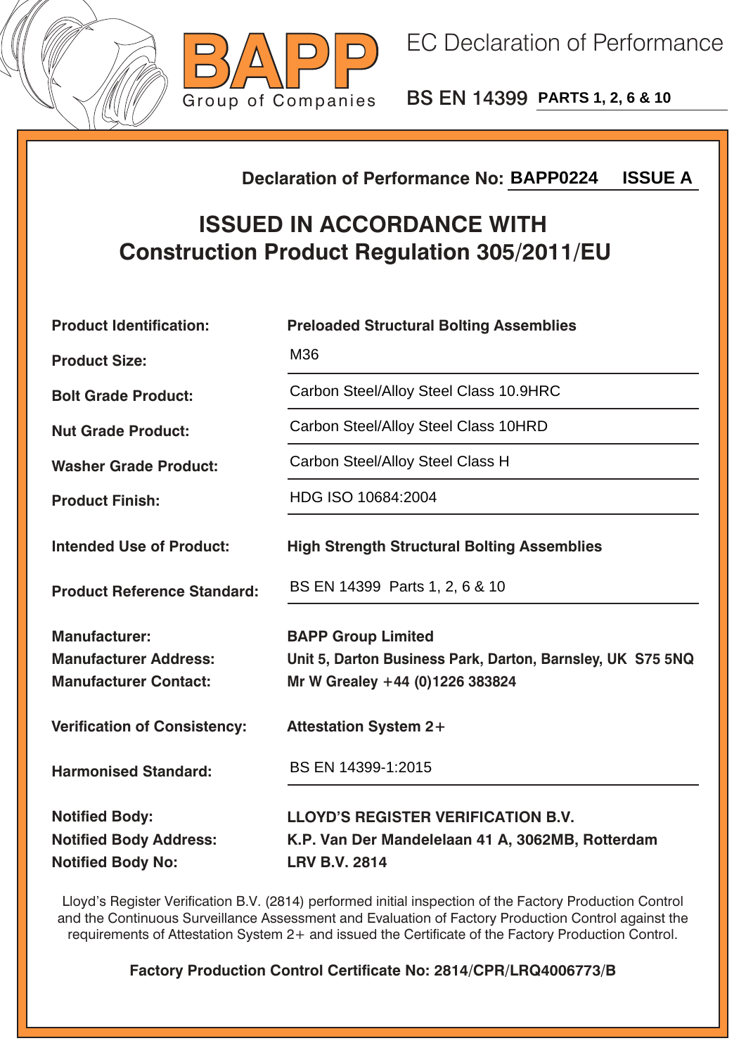BAPP
Group of Companies

# EC Declaration of Performance

## BS EN 14399 PARTS 1, 2, 6 & 10

**Declaration of Performance No: BAPP0224 ISSUE A**

## ISSUED IN ACCORDANCE WITH
## Construction Product Regulation 305/2011/EU

| | |
|---|---|
| **Product Identification:** | **Preloaded Structural Bolting Assemblies** |
| **Product Size:** | M36 |
| **Bolt Grade Product:** | Carbon Steel/Alloy Steel Class 10.9HRC |
| **Nut Grade Product:** | Carbon Steel/Alloy Steel Class 10HRD |
| **Washer Grade Product:** | Carbon Steel/Alloy Steel Class H |
| **Product Finish:** | HDG ISO 10684:2004 |
| **Intended Use of Product:** | **High Strength Structural Bolting Assemblies** |
| **Product Reference Standard:** | BS EN 14399 Parts 1, 2, 6 & 10 |
| **Manufacturer:** | **BAPP Group Limited** |
| **Manufacturer Address:** | **Unit 5, Darton Business Park, Darton, Barnsley, UK S75 5NQ** |
| **Manufacturer Contact:** | **Mr W Grealey +44 (0)1226 383824** |
| **Verification of Consistency:** | **Attestation System 2+** |
| **Harmonised Standard:** | BS EN 14399-1:2015 |
| **Notified Body:** | **LLOYD'S REGISTER VERIFICATION B.V.** |
| **Notified Body Address:** | **K.P. Van Der Mandelelaan 41 A, 3062MB, Rotterdam** |
| **Notified Body No:** | **LRV B.V. 2814** |

Lloyd's Register Verification B.V. (2814) performed initial inspection of the Factory Production Control and the Continuous Surveillance Assessment and Evaluation of Factory Production Control against the requirements of Attestation System 2+ and issued the Certificate of the Factory Production Control.

**Factory Production Control Certificate No: 2814/CPR/LRQ4006773/B**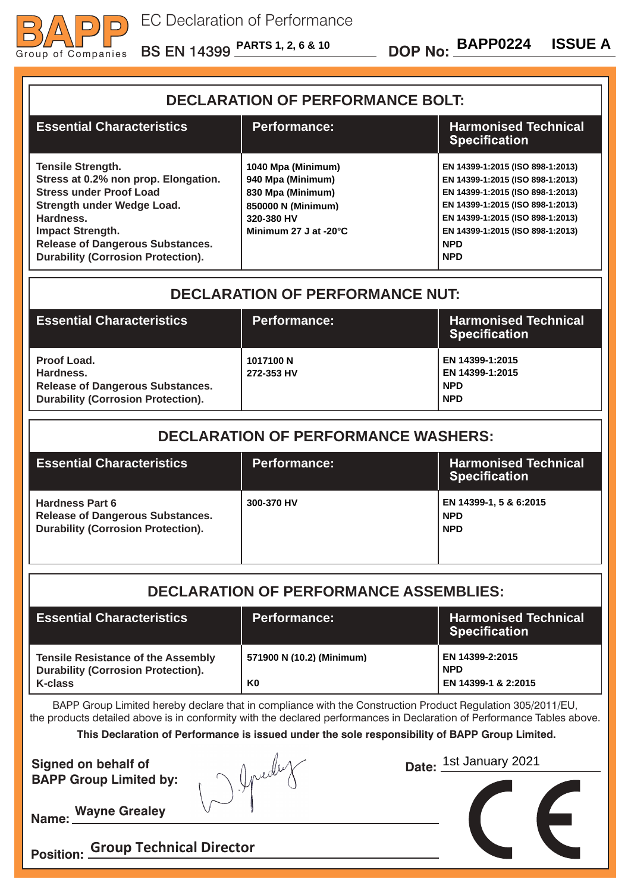BAPP Group of Companies

EC Declaration of Performance

BS EN 14399 PARTS 1, 2, 6 & 10 **DOP No: BAPP0224 ISSUE A**

## DECLARATION OF PERFORMANCE BOLT:

| Essential Characteristics | Performance: | Harmonised Technical Specification |
|---|---|---|
| Tensile Strength. | 1040 Mpa (Minimum) | EN 14399-1:2015 (ISO 898-1:2013) |
| Stress at 0.2% non prop. Elongation. | 940 Mpa (Minimum) | EN 14399-1:2015 (ISO 898-1:2013) |
| Stress under Proof Load | 830 Mpa (Minimum) | EN 14399-1:2015 (ISO 898-1:2013) |
| Strength under Wedge Load. | 850000 N (Minimum) | EN 14399-1:2015 (ISO 898-1:2013) |
| Hardness. | 320-380 HV | EN 14399-1:2015 (ISO 898-1:2013) |
| Impact Strength. | Minimum 27 J at -20°C | EN 14399-1:2015 (ISO 898-1:2013) |
| Release of Dangerous Substances. | | NPD |
| Durability (Corrosion Protection). | | NPD |

## DECLARATION OF PERFORMANCE NUT:

| Essential Characteristics | Performance: | Harmonised Technical Specification |
|---|---|---|
| Proof Load. | 1017100 N | EN 14399-1:2015 |
| Hardness. | 272-353 HV | EN 14399-1:2015 |
| Release of Dangerous Substances. | | NPD |
| Durability (Corrosion Protection). | | NPD |

## DECLARATION OF PERFORMANCE WASHERS:

| Essential Characteristics | Performance: | Harmonised Technical Specification |
|---|---|---|
| Hardness Part 6 | 300-370 HV | EN 14399-1, 5 & 6:2015 |
| Release of Dangerous Substances. | | NPD |
| Durability (Corrosion Protection). | | NPD |

## DECLARATION OF PERFORMANCE ASSEMBLIES:

| Essential Characteristics | Performance: | Harmonised Technical Specification |
|---|---|---|
| Tensile Resistance of the Assembly | 571900 N (10.2) (Minimum) | EN 14399-2:2015 |
| Durability (Corrosion Protection). | | NPD |
| K-class | K0 | EN 14399-1 & 2:2015 |

BAPP Group Limited hereby declare that in compliance with the Construction Product Regulation 305/2011/EU, the products detailed above is in conformity with the declared performances in Declaration of Performance Tables above.

**This Declaration of Performance is issued under the sole responsibility of BAPP Group Limited.**

**Signed on behalf of BAPP Group Limited by:**

**Date:** 1st January 2021

**Name:** Wayne Grealey

**Position:** Group Technical Director

CE